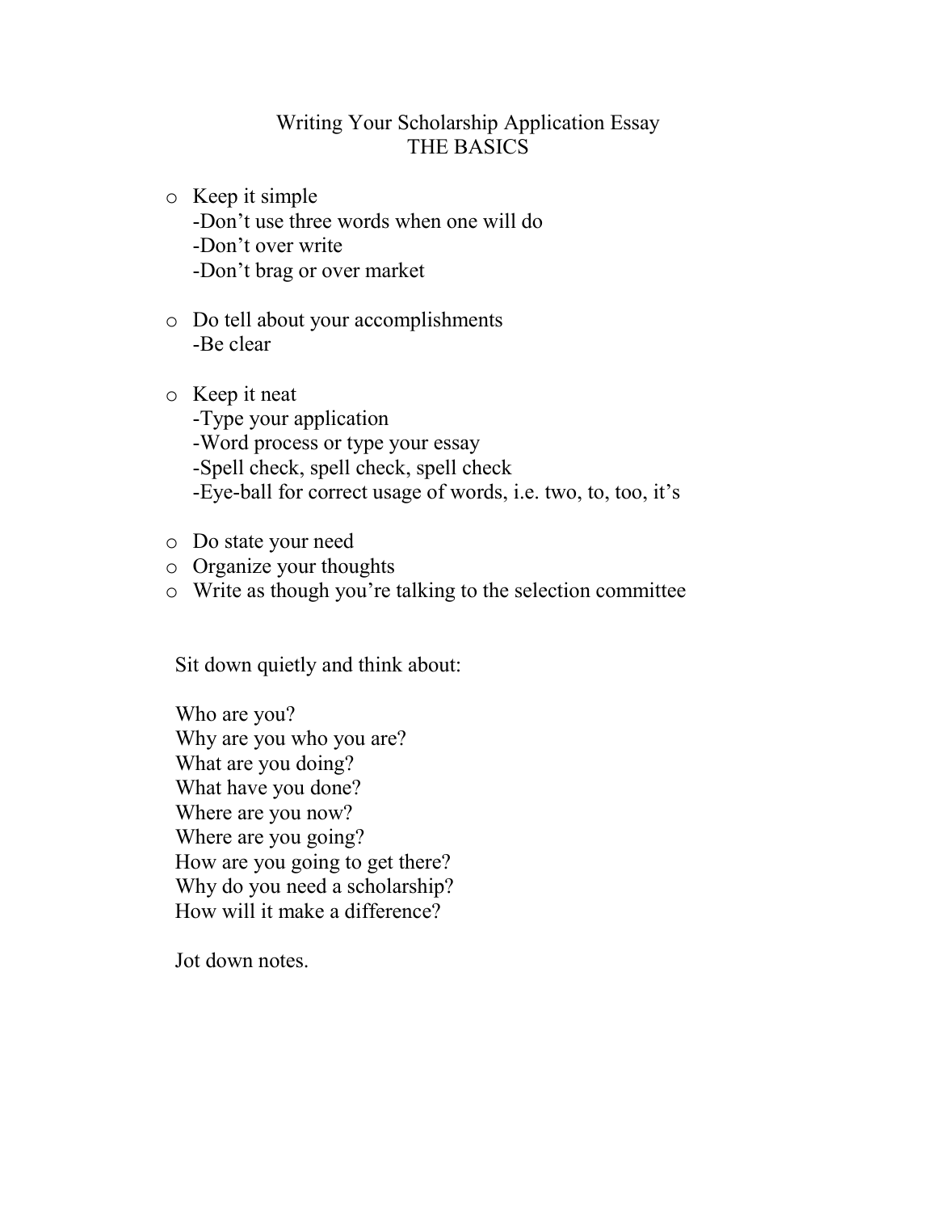# Writing Your Scholarship Application Essay
## THE BASICS

- Keep it simple
  - -Don't use three words when one will do
  - -Don't over write
  - -Don't brag or over market
- Do tell about your accomplishments
  - -Be clear
- Keep it neat
  - -Type your application
  - -Word process or type your essay
  - -Spell check, spell check, spell check
  - -Eye-ball for correct usage of words, i.e. two, to, too, it's
- Do state your need
- Organize your thoughts
- Write as though you're talking to the selection committee

Sit down quietly and think about:

Who are you?
Why are you who you are?
What are you doing?
What have you done?
Where are you now?
Where are you going?
How are you going to get there?
Why do you need a scholarship?
How will it make a difference?

Jot down notes.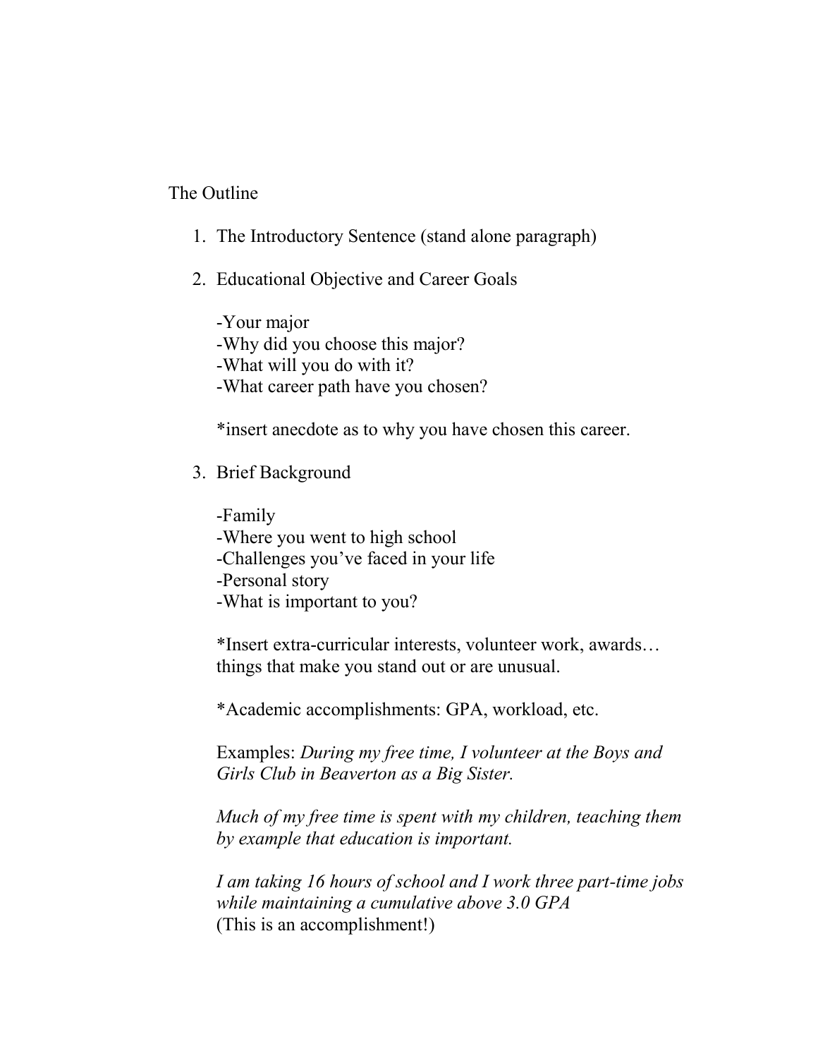The Outline

1. The Introductory Sentence (stand alone paragraph)

2. Educational Objective and Career Goals

   -Your major
   -Why did you choose this major?
   -What will you do with it?
   -What career path have you chosen?

   *insert anecdote as to why you have chosen this career.

3. Brief Background

   -Family
   -Where you went to high school
   -Challenges you've faced in your life
   -Personal story
   -What is important to you?

   *Insert extra-curricular interests, volunteer work, awards… things that make you stand out or are unusual.

   *Academic accomplishments: GPA, workload, etc.

   Examples: *During my free time, I volunteer at the Boys and Girls Club in Beaverton as a Big Sister.*

   *Much of my free time is spent with my children, teaching them by example that education is important.*

   *I am taking 16 hours of school and I work three part-time jobs while maintaining a cumulative above 3.0 GPA*
   (This is an accomplishment!)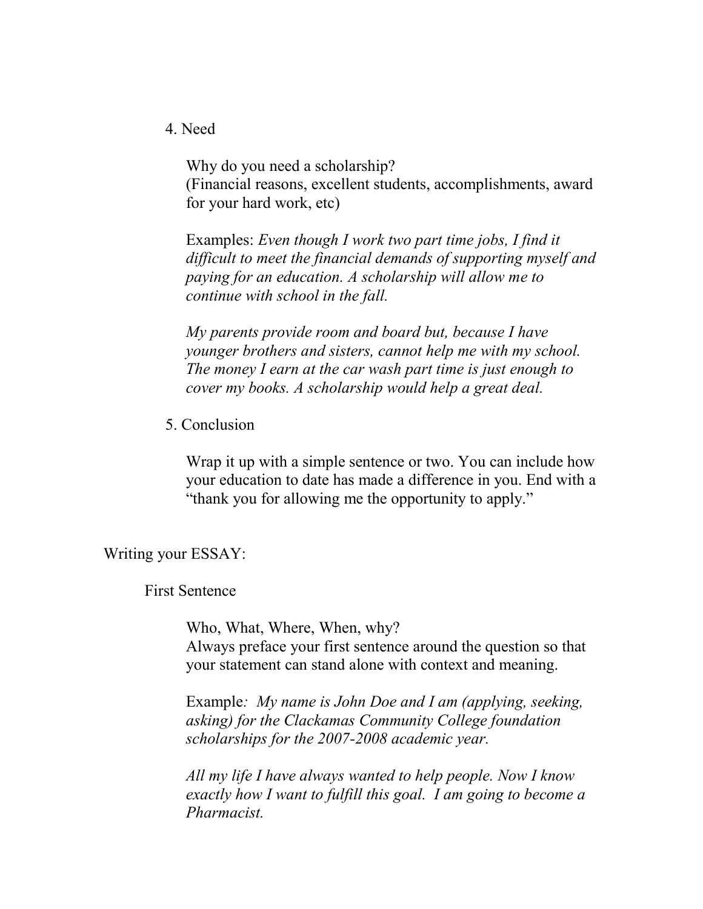4. Need

   Why do you need a scholarship?
   (Financial reasons, excellent students, accomplishments, award for your hard work, etc)

   Examples: *Even though I work two part time jobs, I find it difficult to meet the financial demands of supporting myself and paying for an education. A scholarship will allow me to continue with school in the fall.*

   *My parents provide room and board but, because I have younger brothers and sisters, cannot help me with my school. The money I earn at the car wash part time is just enough to cover my books. A scholarship would help a great deal.*

5. Conclusion

   Wrap it up with a simple sentence or two. You can include how your education to date has made a difference in you. End with a "thank you for allowing me the opportunity to apply."

## Writing your ESSAY:

### First Sentence

Who, What, Where, When, why?
Always preface your first sentence around the question so that your statement can stand alone with context and meaning.

Example*: My name is John Doe and I am (applying, seeking, asking) for the Clackamas Community College foundation scholarships for the 2007-2008 academic year.*

*All my life I have always wanted to help people. Now I know exactly how I want to fulfill this goal. I am going to become a Pharmacist.*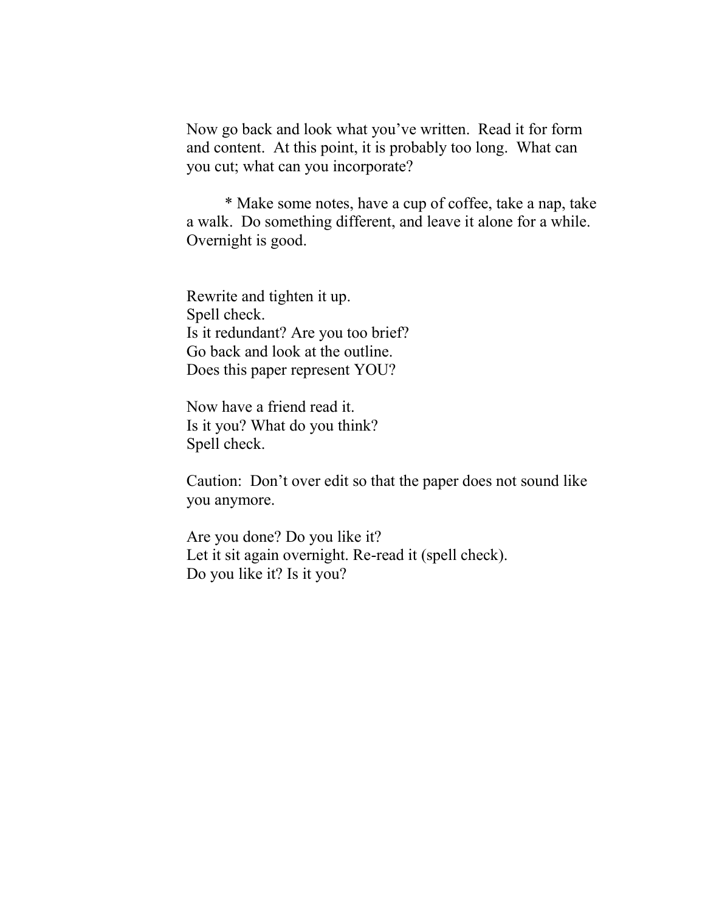Now go back and look what you've written. Read it for form and content. At this point, it is probably too long. What can you cut; what can you incorporate?

* Make some notes, have a cup of coffee, take a nap, take a walk. Do something different, and leave it alone for a while. Overnight is good.

Rewrite and tighten it up.  
Spell check.  
Is it redundant? Are you too brief?  
Go back and look at the outline.  
Does this paper represent YOU?

Now have a friend read it.  
Is it you? What do you think?  
Spell check.

Caution: Don't over edit so that the paper does not sound like you anymore.

Are you done? Do you like it?  
Let it sit again overnight. Re-read it (spell check).  
Do you like it? Is it you?